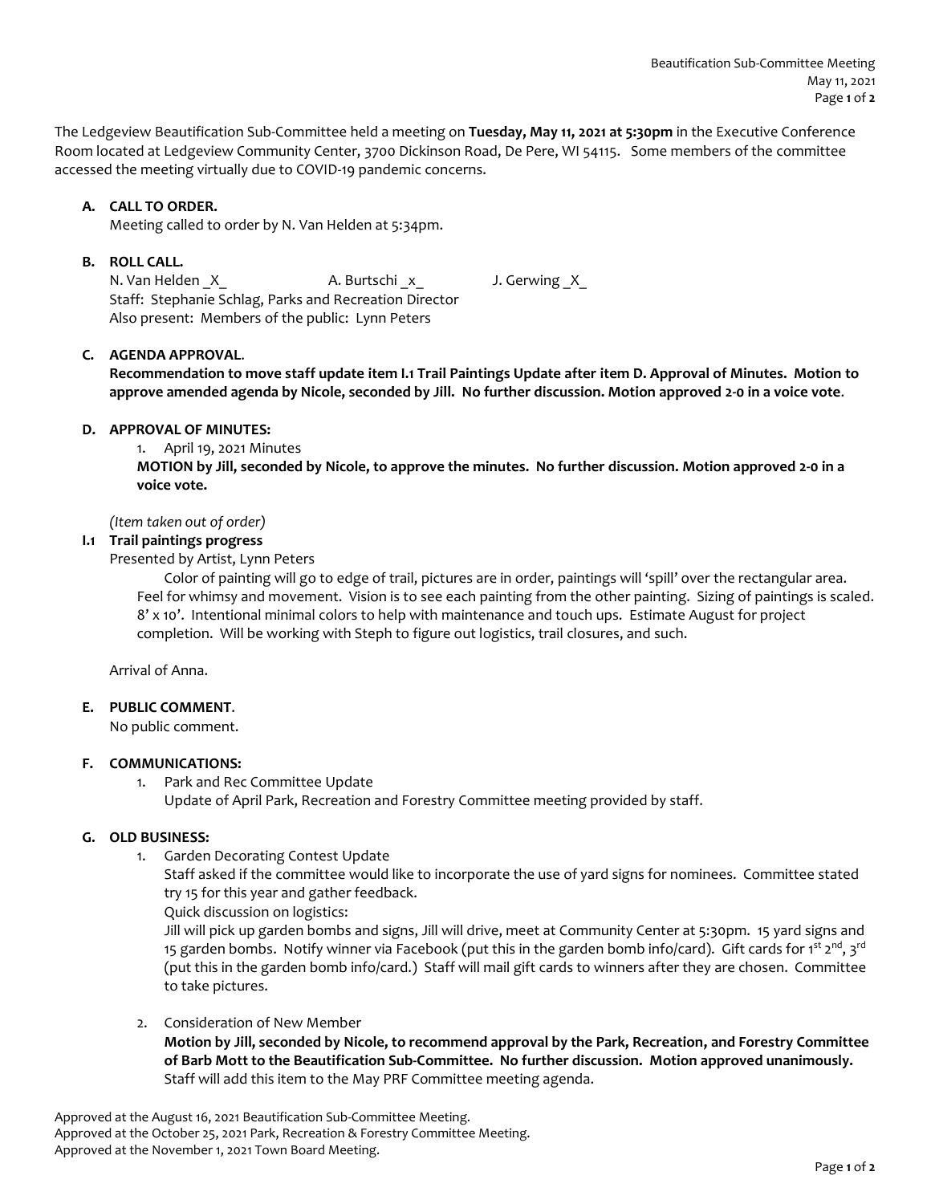The Ledgeview Beautification Sub-Committee held a meeting on **Tuesday, May 11, 2021 at 5:30pm** in the Executive Conference Room located at Ledgeview Community Center, 3700 Dickinson Road, De Pere, WI 54115. Some members of the committee accessed the meeting virtually due to COVID-19 pandemic concerns.

**A. CALL TO ORDER.**

Meeting called to order by N. Van Helden at 5:34pm.

**B. ROLL CALL.**

N. Van Helden _X_ A. Burtschi _x_ J. Gerwing _X_

Staff: Stephanie Schlag, Parks and Recreation Director

Also present: Members of the public: Lynn Peters

**C. AGENDA APPROVAL.**

**Recommendation to move staff update item I.1 Trail Paintings Update after item D. Approval of Minutes. Motion to approve amended agenda by Nicole, seconded by Jill. No further discussion. Motion approved 2-0 in a voice vote.**

**D. APPROVAL OF MINUTES:**

1. April 19, 2021 Minutes

**MOTION by Jill, seconded by Nicole, to approve the minutes. No further discussion. Motion approved 2-0 in a voice vote.**

*(Item taken out of order)*

**I.1 Trail paintings progress**

Presented by Artist, Lynn Peters

Color of painting will go to edge of trail, pictures are in order, paintings will 'spill' over the rectangular area. Feel for whimsy and movement. Vision is to see each painting from the other painting. Sizing of paintings is scaled. 8' x 10'. Intentional minimal colors to help with maintenance and touch ups. Estimate August for project completion. Will be working with Steph to figure out logistics, trail closures, and such.

Arrival of Anna.

**E. PUBLIC COMMENT.**

No public comment.

**F. COMMUNICATIONS:**

1. Park and Rec Committee Update
   Update of April Park, Recreation and Forestry Committee meeting provided by staff.

**G. OLD BUSINESS:**

1. Garden Decorating Contest Update
   Staff asked if the committee would like to incorporate the use of yard signs for nominees. Committee stated try 15 for this year and gather feedback.
   Quick discussion on logistics:
   Jill will pick up garden bombs and signs, Jill will drive, meet at Community Center at 5:30pm. 15 yard signs and 15 garden bombs. Notify winner via Facebook (put this in the garden bomb info/card). Gift cards for 1st 2nd, 3rd (put this in the garden bomb info/card.) Staff will mail gift cards to winners after they are chosen. Committee to take pictures.

2. Consideration of New Member
   **Motion by Jill, seconded by Nicole, to recommend approval by the Park, Recreation, and Forestry Committee of Barb Mott to the Beautification Sub-Committee. No further discussion. Motion approved unanimously.** Staff will add this item to the May PRF Committee meeting agenda.

Approved at the August 16, 2021 Beautification Sub-Committee Meeting.
Approved at the October 25, 2021 Park, Recreation & Forestry Committee Meeting.
Approved at the November 1, 2021 Town Board Meeting.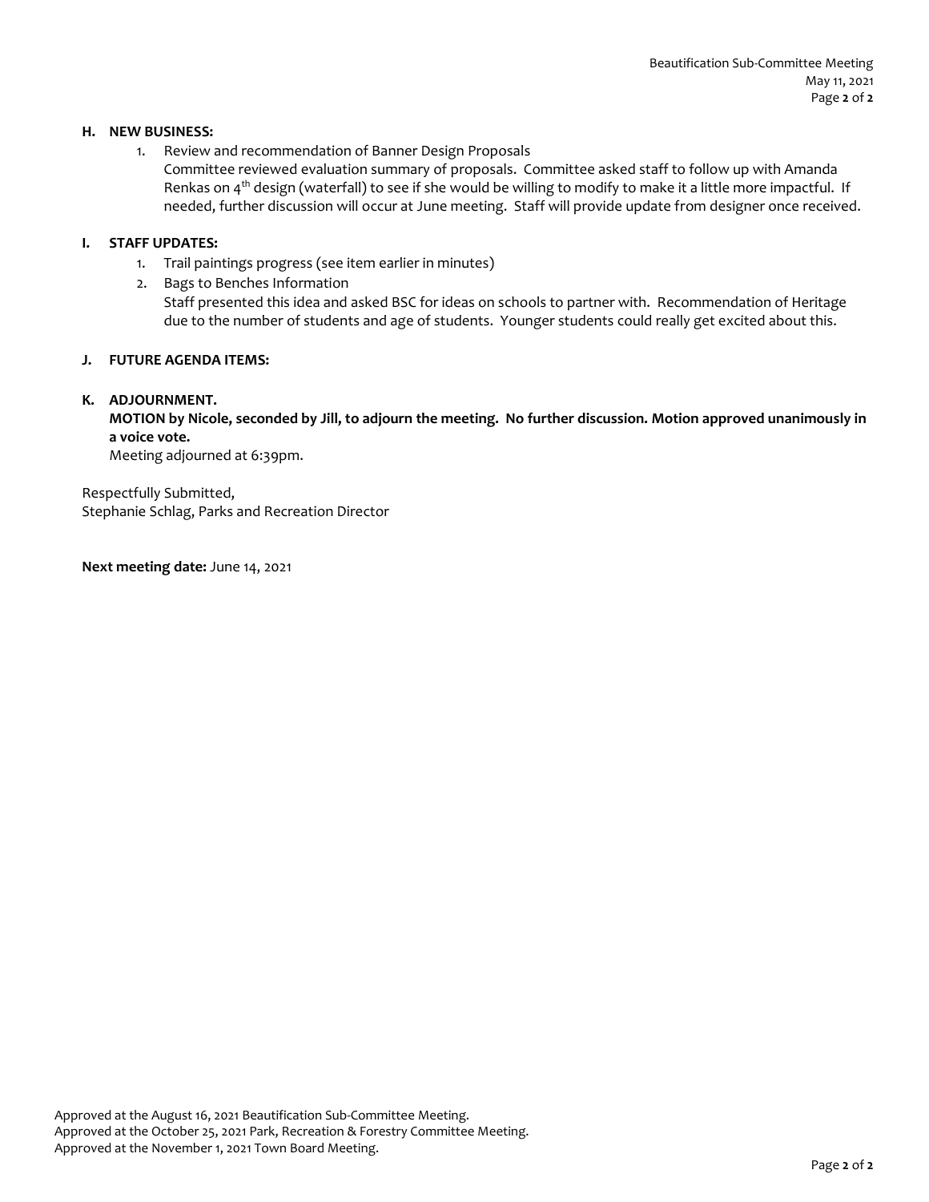## H. NEW BUSINESS:

1. Review and recommendation of Banner Design Proposals
   Committee reviewed evaluation summary of proposals. Committee asked staff to follow up with Amanda Renkas on 4th design (waterfall) to see if she would be willing to modify to make it a little more impactful. If needed, further discussion will occur at June meeting. Staff will provide update from designer once received.

## I. STAFF UPDATES:

1. Trail paintings progress (see item earlier in minutes)
2. Bags to Benches Information
   Staff presented this idea and asked BSC for ideas on schools to partner with. Recommendation of Heritage due to the number of students and age of students. Younger students could really get excited about this.

## J. FUTURE AGENDA ITEMS:

## K. ADJOURNMENT.

**MOTION by Nicole, seconded by Jill, to adjourn the meeting. No further discussion. Motion approved unanimously in a voice vote.**

Meeting adjourned at 6:39pm.

Respectfully Submitted,
Stephanie Schlag, Parks and Recreation Director

**Next meeting date:** June 14, 2021

Approved at the August 16, 2021 Beautification Sub-Committee Meeting.
Approved at the October 25, 2021 Park, Recreation & Forestry Committee Meeting.
Approved at the November 1, 2021 Town Board Meeting.